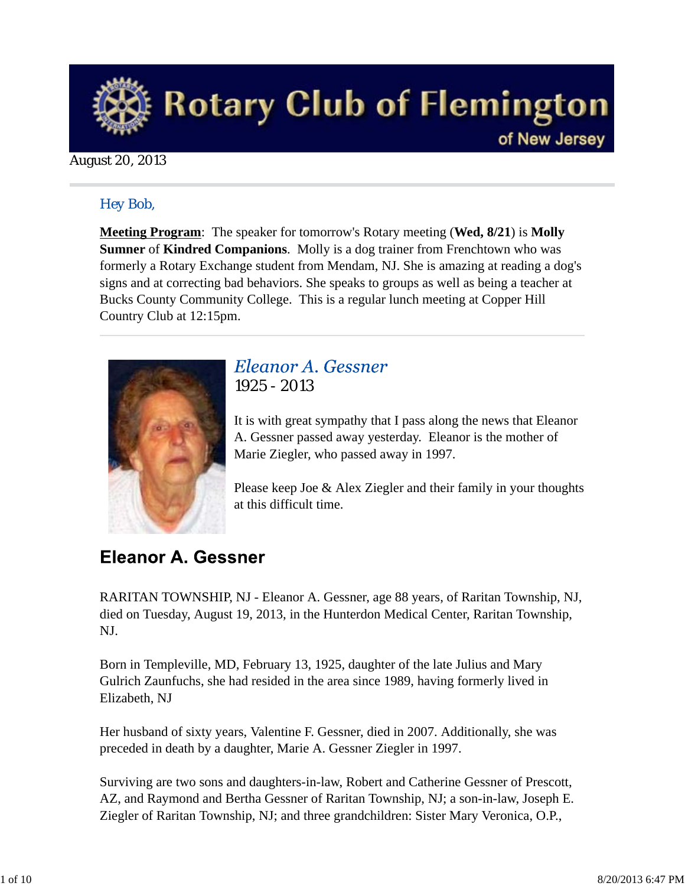# Rotary Club of Flemington

of New Jersey

August 20, 2013

*Hey Bob,*

**Meeting Program**: The speaker for tomorrow's Rotary meeting (**Wed, 8/21**) is **Molly Sumner** of **Kindred Companions**. Molly is a dog trainer from Frenchtown who was formerly a Rotary Exchange student from Mendam, NJ. She is amazing at reading a dog's signs and at correcting bad behaviors. She speaks to groups as well as being a teacher at Bucks County Community College. This is a regular lunch meeting at Copper Hill Country Club at 12:15pm.

## *Eleanor A. Gessner*

1925 - 2013

It is with great sympathy that I pass along the news that Eleanor A. Gessner passed away yesterday. Eleanor is the mother of Marie Ziegler, who passed away in 1997.

Please keep Joe & Alex Ziegler and their family in your thoughts at this difficult time.

## Eleanor A. Gessner

RARITAN TOWNSHIP, NJ - Eleanor A. Gessner, age 88 years, of Raritan Township, NJ, died on Tuesday, August 19, 2013, in the Hunterdon Medical Center, Raritan Township, NJ.

Born in Templeville, MD, February 13, 1925, daughter of the late Julius and Mary Gulrich Zaunfuchs, she had resided in the area since 1989, having formerly lived in Elizabeth, NJ

Her husband of sixty years, Valentine F. Gessner, died in 2007. Additionally, she was preceded in death by a daughter, Marie A. Gessner Ziegler in 1997.

Surviving are two sons and daughters-in-law, Robert and Catherine Gessner of Prescott, AZ, and Raymond and Bertha Gessner of Raritan Township, NJ; a son-in-law, Joseph E. Ziegler of Raritan Township, NJ; and three grandchildren: Sister Mary Veronica, O.P.,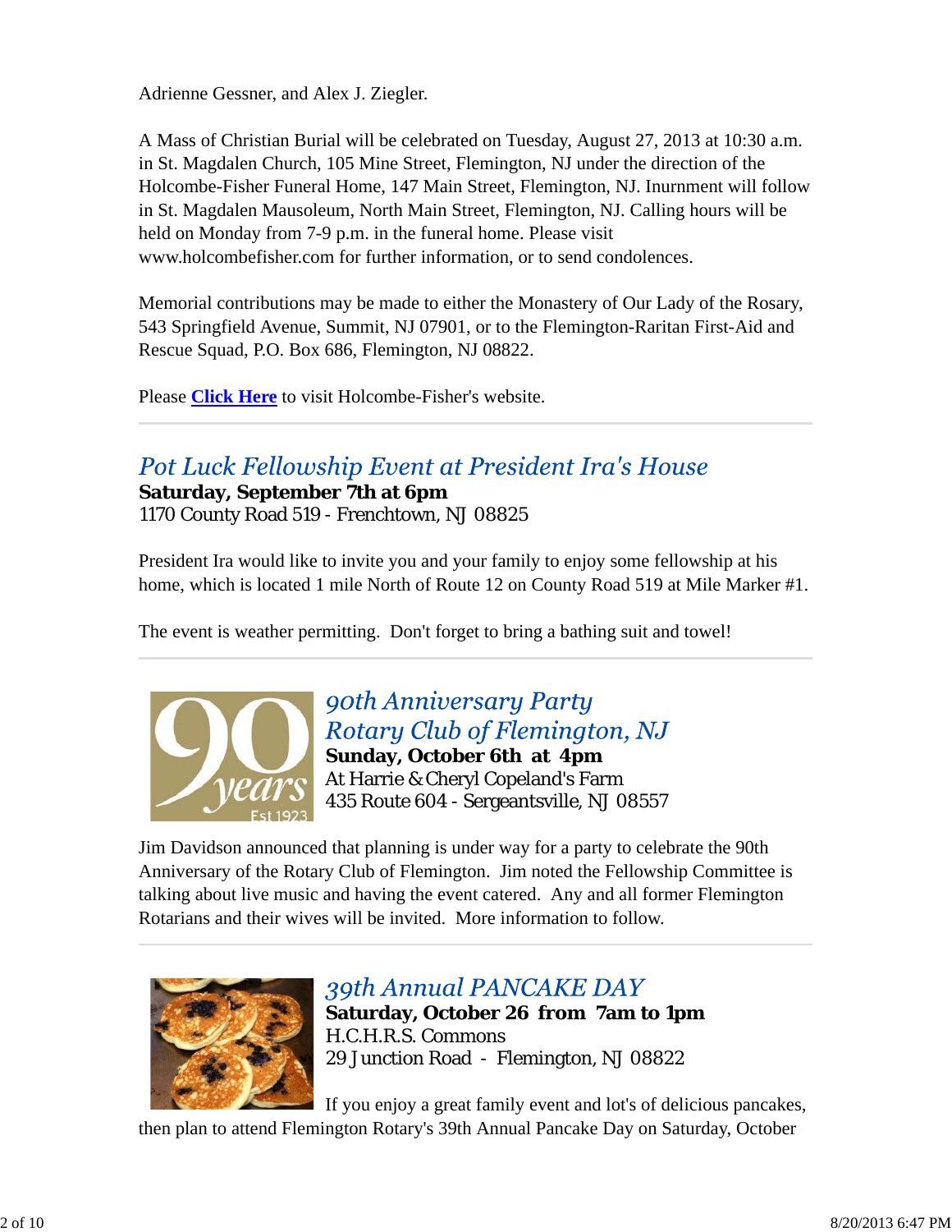Adrienne Gessner, and Alex J. Ziegler.

A Mass of Christian Burial will be celebrated on Tuesday, August 27, 2013 at 10:30 a.m. in St. Magdalen Church, 105 Mine Street, Flemington, NJ under the direction of the Holcombe-Fisher Funeral Home, 147 Main Street, Flemington, NJ. Inurnment will follow in St. Magdalen Mausoleum, North Main Street, Flemington, NJ. Calling hours will be held on Monday from 7-9 p.m. in the funeral home. Please visit www.holcombefisher.com for further information, or to send condolences.

Memorial contributions may be made to either the Monastery of Our Lady of the Rosary, 543 Springfield Avenue, Summit, NJ 07901, or to the Flemington-Raritan First-Aid and Rescue Squad, P.O. Box 686, Flemington, NJ 08822.

Please **Click Here** to visit Holcombe-Fisher's website.

---

## *Pot Luck Fellowship Event at President Ira's House*

**Saturday, September 7th at 6pm**
1170 County Road 519 - Frenchtown, NJ 08825

President Ira would like to invite you and your family to enjoy some fellowship at his home, which is located 1 mile North of Route 12 on County Road 519 at Mile Marker #1.

The event is weather permitting. Don't forget to bring a bathing suit and towel!

---

## *90th Anniversary Party Rotary Club of Flemington, NJ*

**Sunday, October 6th at 4pm**
At Harrie & Cheryl Copeland's Farm
435 Route 604 - Sergeantsville, NJ 08557

Jim Davidson announced that planning is under way for a party to celebrate the 90th Anniversary of the Rotary Club of Flemington. Jim noted the Fellowship Committee is talking about live music and having the event catered. Any and all former Flemington Rotarians and their wives will be invited. More information to follow.

---

## *39th Annual PANCAKE DAY*

**Saturday, October 26 from 7am to 1pm**
H.C.H.R.S. Commons
29 Junction Road - Flemington, NJ 08822

If you enjoy a great family event and lot's of delicious pancakes, then plan to attend Flemington Rotary's 39th Annual Pancake Day on Saturday, October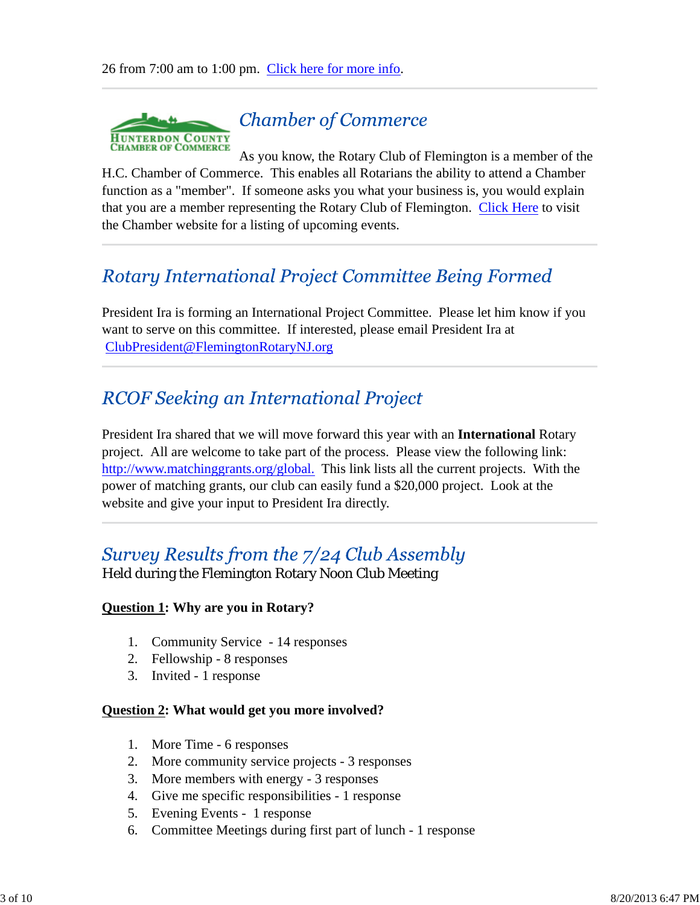26 from 7:00 am to 1:00 pm. Click here for more info.

## Chamber of Commerce

As you know, the Rotary Club of Flemington is a member of the H.C. Chamber of Commerce. This enables all Rotarians the ability to attend a Chamber function as a "member". If someone asks you what your business is, you would explain that you are a member representing the Rotary Club of Flemington. Click Here to visit the Chamber website for a listing of upcoming events.

## Rotary International Project Committee Being Formed

President Ira is forming an International Project Committee. Please let him know if you want to serve on this committee. If interested, please email President Ira at ClubPresident@FlemingtonRotaryNJ.org

## RCOF Seeking an International Project

President Ira shared that we will move forward this year with an **International** Rotary project. All are welcome to take part of the process. Please view the following link: http://www.matchinggrants.org/global. This link lists all the current projects. With the power of matching grants, our club can easily fund a $20,000 project. Look at the website and give your input to President Ira directly.

## Survey Results from the 7/24 Club Assembly

Held during the Flemington Rotary Noon Club Meeting

**Question 1: Why are you in Rotary?**

1. Community Service - 14 responses
2. Fellowship - 8 responses
3. Invited - 1 response

**Question 2: What would get you more involved?**

1. More Time - 6 responses
2. More community service projects - 3 responses
3. More members with energy - 3 responses
4. Give me specific responsibilities - 1 response
5. Evening Events - 1 response
6. Committee Meetings during first part of lunch - 1 response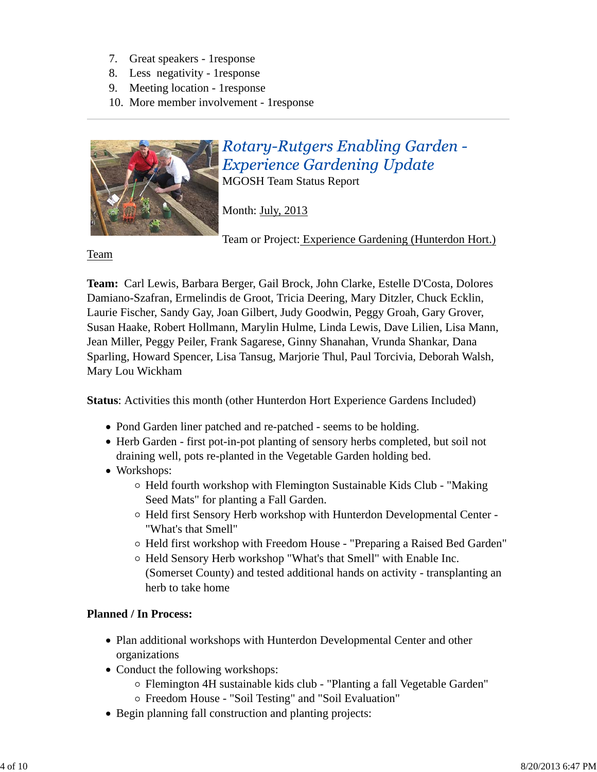7. Great speakers - 1response
8. Less negativity - 1response
9. Meeting location - 1response
10. More member involvement - 1response

---

## *Rotary-Rutgers Enabling Garden - Experience Gardening Update*

MGOSH Team Status Report

Month: July, 2013

Team or Project: Experience Gardening (Hunterdon Hort.) Team

**Team:** Carl Lewis, Barbara Berger, Gail Brock, John Clarke, Estelle D'Costa, Dolores Damiano-Szafran, Ermelindis de Groot, Tricia Deering, Mary Ditzler, Chuck Ecklin, Laurie Fischer, Sandy Gay, Joan Gilbert, Judy Goodwin, Peggy Groah, Gary Grover, Susan Haake, Robert Hollmann, Marylin Hulme, Linda Lewis, Dave Lilien, Lisa Mann, Jean Miller, Peggy Peiler, Frank Sagarese, Ginny Shanahan, Vrunda Shankar, Dana Sparling, Howard Spencer, Lisa Tansug, Marjorie Thul, Paul Torcivia, Deborah Walsh, Mary Lou Wickham

**Status**: Activities this month (other Hunterdon Hort Experience Gardens Included)

- Pond Garden liner patched and re-patched - seems to be holding.
- Herb Garden - first pot-in-pot planting of sensory herbs completed, but soil not draining well, pots re-planted in the Vegetable Garden holding bed.
- Workshops:
  - Held fourth workshop with Flemington Sustainable Kids Club - "Making Seed Mats" for planting a Fall Garden.
  - Held first Sensory Herb workshop with Hunterdon Developmental Center - "What's that Smell"
  - Held first workshop with Freedom House - "Preparing a Raised Bed Garden"
  - Held Sensory Herb workshop "What's that Smell" with Enable Inc. (Somerset County) and tested additional hands on activity - transplanting an herb to take home

**Planned / In Process:**

- Plan additional workshops with Hunterdon Developmental Center and other organizations
- Conduct the following workshops:
  - Flemington 4H sustainable kids club - "Planting a fall Vegetable Garden"
  - Freedom House - "Soil Testing" and "Soil Evaluation"
- Begin planning fall construction and planting projects: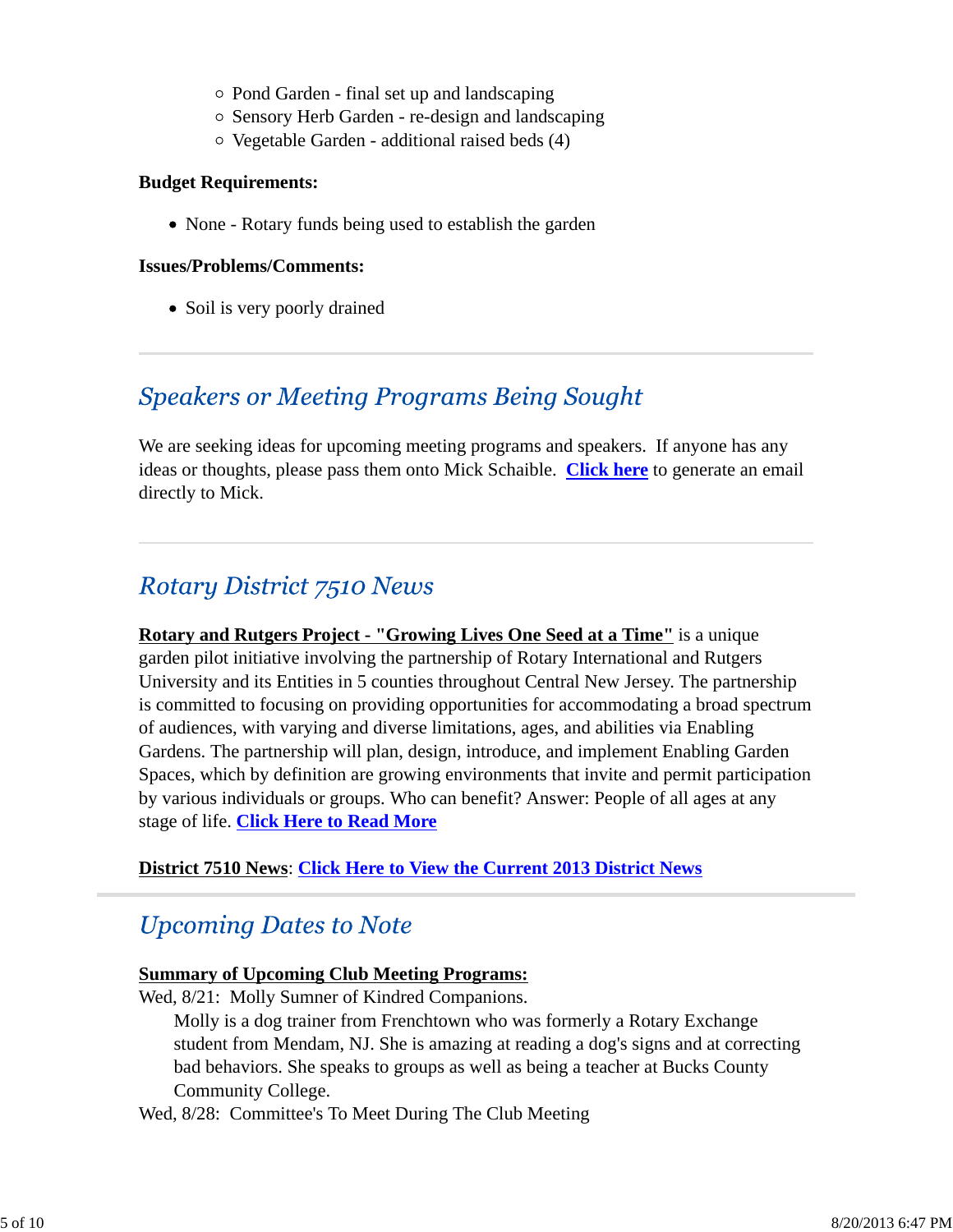- Pond Garden - final set up and landscaping
  - Sensory Herb Garden - re-design and landscaping
  - Vegetable Garden - additional raised beds (4)

**Budget Requirements:**

- None - Rotary funds being used to establish the garden

**Issues/Problems/Comments:**

- Soil is very poorly drained

---

## *Speakers or Meeting Programs Being Sought*

We are seeking ideas for upcoming meeting programs and speakers. If anyone has any ideas or thoughts, please pass them onto Mick Schaible. **Click here** to generate an email directly to Mick.

---

## *Rotary District 7510 News*

**Rotary and Rutgers Project - "Growing Lives One Seed at a Time"** is a unique garden pilot initiative involving the partnership of Rotary International and Rutgers University and its Entities in 5 counties throughout Central New Jersey. The partnership is committed to focusing on providing opportunities for accommodating a broad spectrum of audiences, with varying and diverse limitations, ages, and abilities via Enabling Gardens. The partnership will plan, design, introduce, and implement Enabling Garden Spaces, which by definition are growing environments that invite and permit participation by various individuals or groups. Who can benefit? Answer: People of all ages at any stage of life. **Click Here to Read More**

**District 7510 News**: **Click Here to View the Current 2013 District News**

---

## *Upcoming Dates to Note*

**Summary of Upcoming Club Meeting Programs:**

Wed, 8/21: Molly Sumner of Kindred Companions.

> Molly is a dog trainer from Frenchtown who was formerly a Rotary Exchange student from Mendam, NJ. She is amazing at reading a dog's signs and at correcting bad behaviors. She speaks to groups as well as being a teacher at Bucks County Community College.

Wed, 8/28: Committee's To Meet During The Club Meeting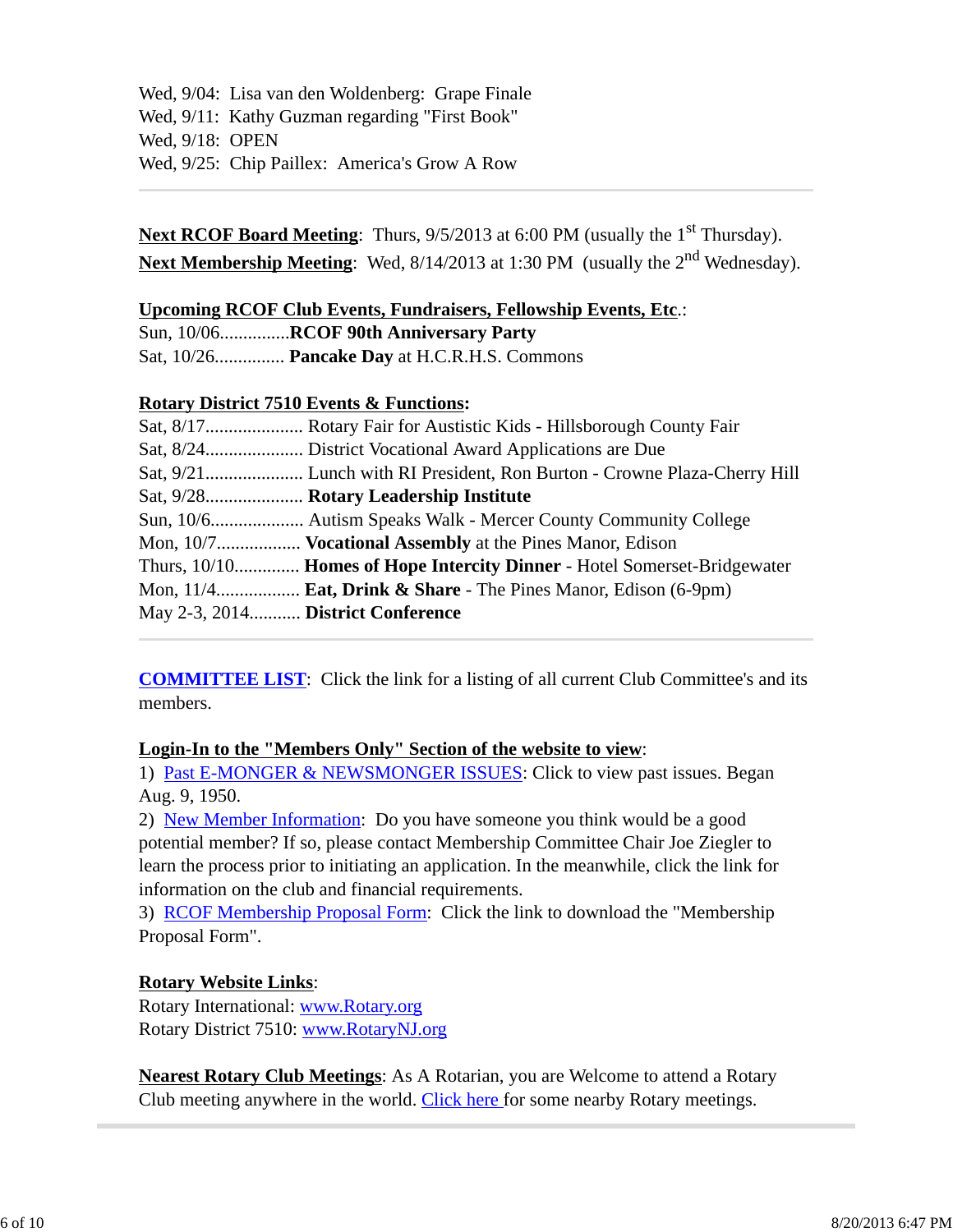Wed, 9/04:  Lisa van den Woldenberg:  Grape Finale
Wed, 9/11:  Kathy Guzman regarding "First Book"
Wed, 9/18:  OPEN
Wed, 9/25:  Chip Paillex:  America's Grow A Row

---

**Next RCOF Board Meeting**:  Thurs, 9/5/2013 at 6:00 PM (usually the 1st Thursday).
**Next Membership Meeting**:  Wed, 8/14/2013 at 1:30 PM  (usually the 2nd Wednesday).

**Upcoming RCOF Club Events, Fundraisers, Fellowship Events, Etc**.:
Sun, 10/06...............**RCOF 90th Anniversary Party**
Sat, 10/26............... **Pancake Day** at H.C.R.H.S. Commons

**Rotary District 7510 Events & Functions:**
Sat, 8/17..................... Rotary Fair for Austistic Kids - Hillsborough County Fair
Sat, 8/24..................... District Vocational Award Applications are Due
Sat, 9/21..................... Lunch with RI President, Ron Burton - Crowne Plaza-Cherry Hill
Sat, 9/28..................... **Rotary Leadership Institute**
Sun, 10/6.................... Autism Speaks Walk - Mercer County Community College
Mon, 10/7.................. **Vocational Assembly** at the Pines Manor, Edison
Thurs, 10/10.............. **Homes of Hope Intercity Dinner** - Hotel Somerset-Bridgewater
Mon, 11/4.................. **Eat, Drink & Share** - The Pines Manor, Edison (6-9pm)
May 2-3, 2014........... **District Conference**

---

**COMMITTEE LIST**:  Click the link for a listing of all current Club Committee's and its members.

**Login-In to the "Members Only" Section of the website to view**:
1)  Past E-MONGER & NEWSMONGER ISSUES: Click to view past issues. Began Aug. 9, 1950.
2)  New Member Information:  Do you have someone you think would be a good potential member? If so, please contact Membership Committee Chair Joe Ziegler to learn the process prior to initiating an application. In the meanwhile, click the link for information on the club and financial requirements.
3)  RCOF Membership Proposal Form:  Click the link to download the "Membership Proposal Form".

**Rotary Website Links**:
Rotary International: www.Rotary.org
Rotary District 7510: www.RotaryNJ.org

**Nearest Rotary Club Meetings**: As A Rotarian, you are Welcome to attend a Rotary Club meeting anywhere in the world. Click here for some nearby Rotary meetings.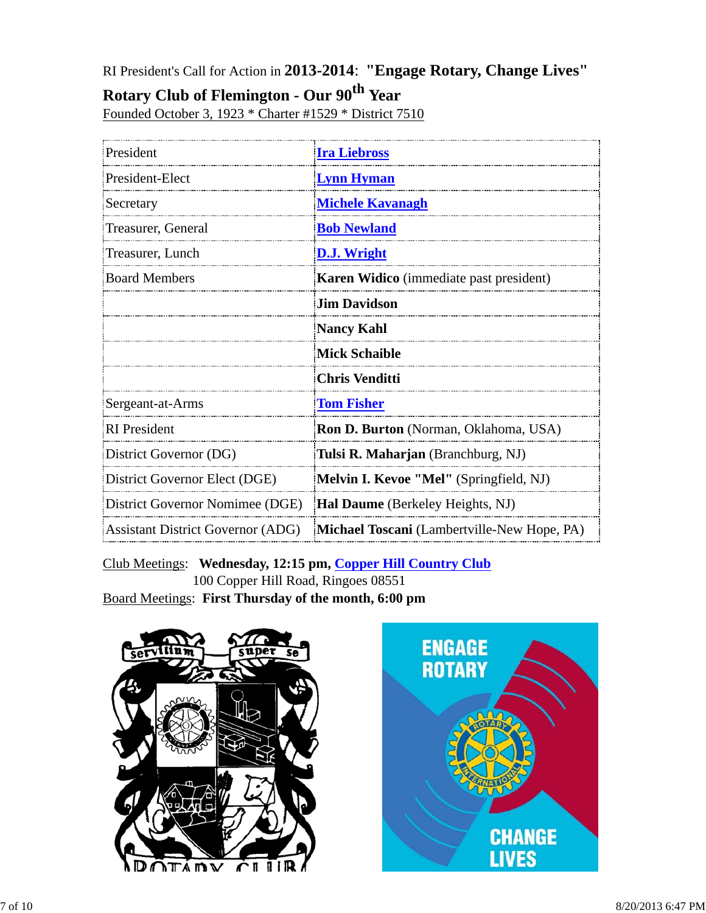RI President's Call for Action in **2013-2014**: **"Engage Rotary, Change Lives"**

**Rotary Club of Flemington - Our 90th Year**

Founded October 3, 1923 * Charter #1529 * District 7510

| | |
|---|---|
| President | **Ira Liebross** |
| President-Elect | **Lynn Hyman** |
| Secretary | **Michele Kavanagh** |
| Treasurer, General | **Bob Newland** |
| Treasurer, Lunch | **D.J. Wright** |
| Board Members | **Karen Widico** (immediate past president) |
| | **Jim Davidson** |
| | **Nancy Kahl** |
| | **Mick Schaible** |
| | **Chris Venditti** |
| Sergeant-at-Arms | **Tom Fisher** |
| RI President | **Ron D. Burton** (Norman, Oklahoma, USA) |
| District Governor (DG) | **Tulsi R. Maharjan** (Branchburg, NJ) |
| District Governor Elect (DGE) | **Melvin I. Kevoe "Mel"** (Springfield, NJ) |
| District Governor Nomimee (DGE) | **Hal Daume** (Berkeley Heights, NJ) |
| Assistant District Governor (ADG) | **Michael Toscani** (Lambertville-New Hope, PA) |

Club Meetings: **Wednesday, 12:15 pm, Copper Hill Country Club**
100 Copper Hill Road, Ringoes 08551

Board Meetings: **First Thursday of the month, 6:00 pm**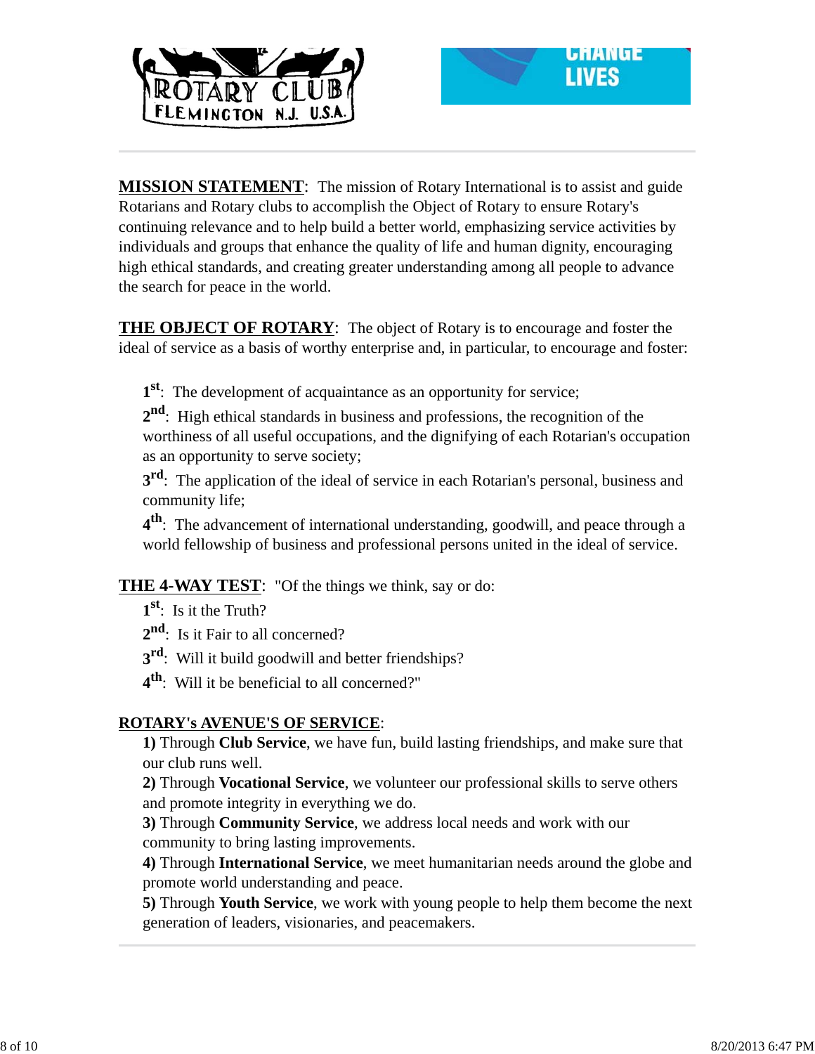**MISSION STATEMENT**: The mission of Rotary International is to assist and guide Rotarians and Rotary clubs to accomplish the Object of Rotary to ensure Rotary's continuing relevance and to help build a better world, emphasizing service activities by individuals and groups that enhance the quality of life and human dignity, encouraging high ethical standards, and creating greater understanding among all people to advance the search for peace in the world.

**THE OBJECT OF ROTARY**: The object of Rotary is to encourage and foster the ideal of service as a basis of worthy enterprise and, in particular, to encourage and foster:

**1st**: The development of acquaintance as an opportunity for service;

**2nd**: High ethical standards in business and professions, the recognition of the worthiness of all useful occupations, and the dignifying of each Rotarian's occupation as an opportunity to serve society;

**3rd**: The application of the ideal of service in each Rotarian's personal, business and community life;

**4th**: The advancement of international understanding, goodwill, and peace through a world fellowship of business and professional persons united in the ideal of service.

**THE 4-WAY TEST**: "Of the things we think, say or do:

**1st**: Is it the Truth?

**2nd**: Is it Fair to all concerned?

**3rd**: Will it build goodwill and better friendships?

**4th**: Will it be beneficial to all concerned?"

**ROTARY's AVENUE'S OF SERVICE**:

**1)** Through **Club Service**, we have fun, build lasting friendships, and make sure that our club runs well.

**2)** Through **Vocational Service**, we volunteer our professional skills to serve others and promote integrity in everything we do.

**3)** Through **Community Service**, we address local needs and work with our community to bring lasting improvements.

**4)** Through **International Service**, we meet humanitarian needs around the globe and promote world understanding and peace.

**5)** Through **Youth Service**, we work with young people to help them become the next generation of leaders, visionaries, and peacemakers.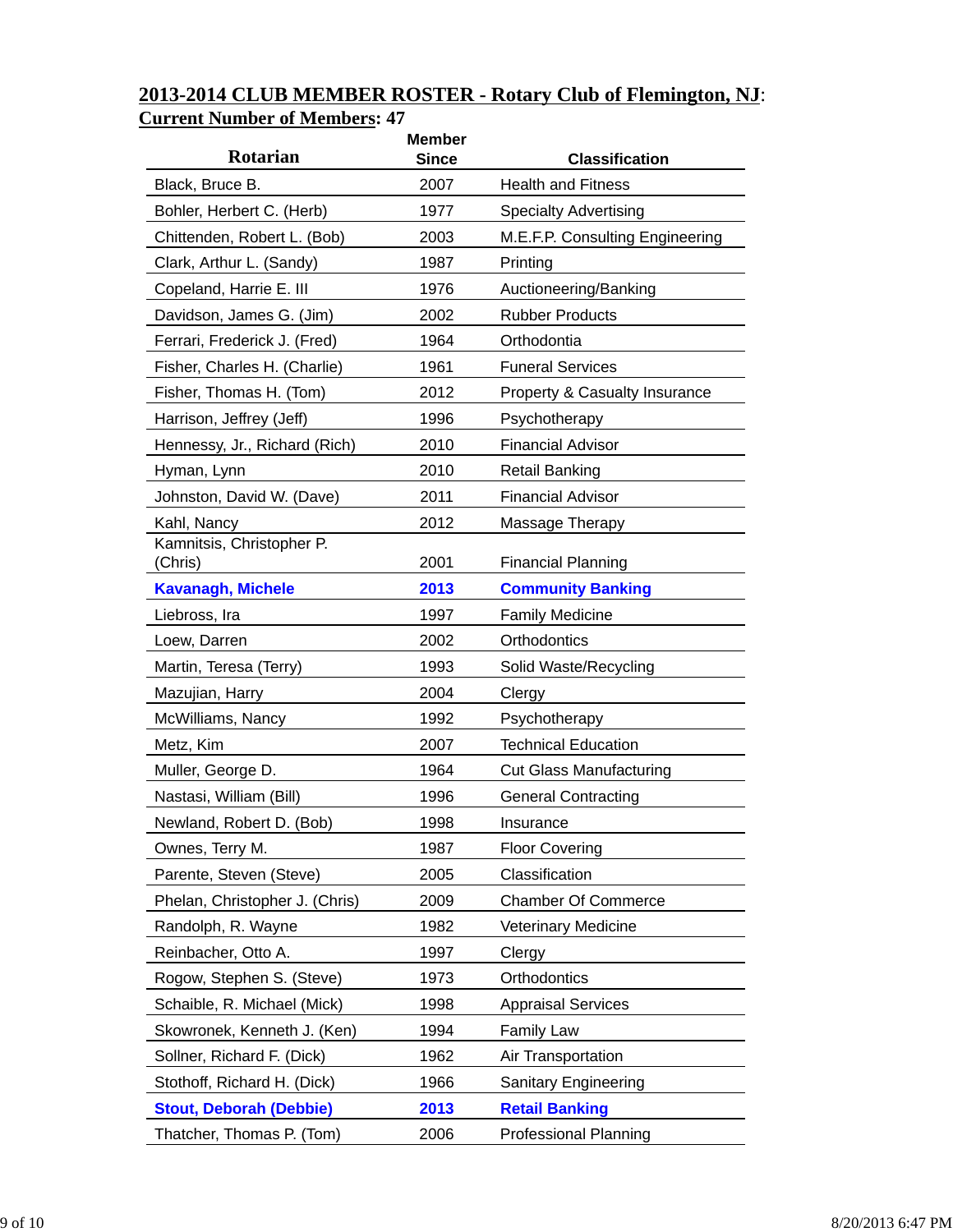## 2013-2014 CLUB MEMBER ROSTER - Rotary Club of Flemington, NJ:

**Current Number of Members: 47**

| Rotarian | Member Since | Classification |
|---|---|---|
| Black, Bruce B. | 2007 | Health and Fitness |
| Bohler, Herbert C. (Herb) | 1977 | Specialty Advertising |
| Chittenden, Robert L. (Bob) | 2003 | M.E.F.P. Consulting Engineering |
| Clark, Arthur L. (Sandy) | 1987 | Printing |
| Copeland, Harrie E. III | 1976 | Auctioneering/Banking |
| Davidson, James G. (Jim) | 2002 | Rubber Products |
| Ferrari, Frederick J. (Fred) | 1964 | Orthodontia |
| Fisher, Charles H. (Charlie) | 1961 | Funeral Services |
| Fisher, Thomas H. (Tom) | 2012 | Property & Casualty Insurance |
| Harrison, Jeffrey (Jeff) | 1996 | Psychotherapy |
| Hennessy, Jr., Richard (Rich) | 2010 | Financial Advisor |
| Hyman, Lynn | 2010 | Retail Banking |
| Johnston, David W. (Dave) | 2011 | Financial Advisor |
| Kahl, Nancy | 2012 | Massage Therapy |
| Kamnitsis, Christopher P. (Chris) | 2001 | Financial Planning |
| **Kavanagh, Michele** | **2013** | **Community Banking** |
| Liebross, Ira | 1997 | Family Medicine |
| Loew, Darren | 2002 | Orthodontics |
| Martin, Teresa (Terry) | 1993 | Solid Waste/Recycling |
| Mazujian, Harry | 2004 | Clergy |
| McWilliams, Nancy | 1992 | Psychotherapy |
| Metz, Kim | 2007 | Technical Education |
| Muller, George D. | 1964 | Cut Glass Manufacturing |
| Nastasi, William (Bill) | 1996 | General Contracting |
| Newland, Robert D. (Bob) | 1998 | Insurance |
| Ownes, Terry M. | 1987 | Floor Covering |
| Parente, Steven (Steve) | 2005 | Classification |
| Phelan, Christopher J. (Chris) | 2009 | Chamber Of Commerce |
| Randolph, R. Wayne | 1982 | Veterinary Medicine |
| Reinbacher, Otto A. | 1997 | Clergy |
| Rogow, Stephen S. (Steve) | 1973 | Orthodontics |
| Schaible, R. Michael (Mick) | 1998 | Appraisal Services |
| Skowronek, Kenneth J. (Ken) | 1994 | Family Law |
| Sollner, Richard F. (Dick) | 1962 | Air Transportation |
| Stothoff, Richard H. (Dick) | 1966 | Sanitary Engineering |
| **Stout, Deborah (Debbie)** | **2013** | **Retail Banking** |
| Thatcher, Thomas P. (Tom) | 2006 | Professional Planning |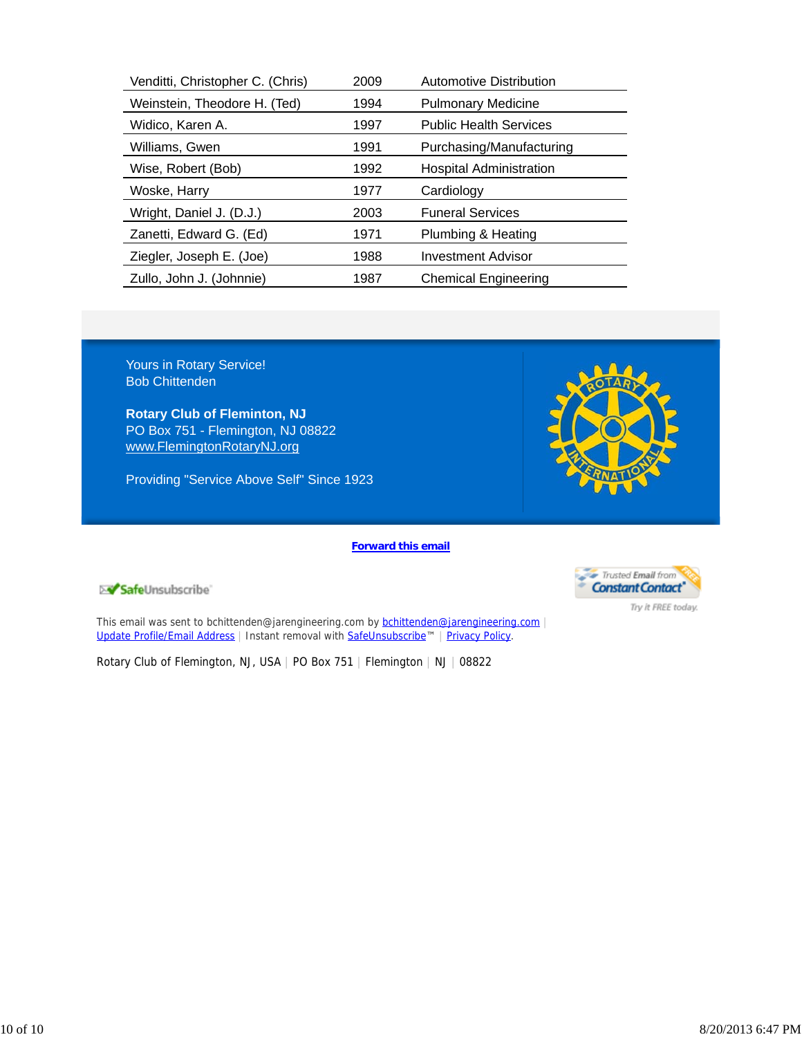| | | |
|---|---|---|
| Venditti, Christopher C. (Chris) | 2009 | Automotive Distribution |
| Weinstein, Theodore H. (Ted) | 1994 | Pulmonary Medicine |
| Widico, Karen A. | 1997 | Public Health Services |
| Williams, Gwen | 1991 | Purchasing/Manufacturing |
| Wise, Robert (Bob) | 1992 | Hospital Administration |
| Woske, Harry | 1977 | Cardiology |
| Wright, Daniel J. (D.J.) | 2003 | Funeral Services |
| Zanetti, Edward G. (Ed) | 1971 | Plumbing & Heating |
| Ziegler, Joseph E. (Joe) | 1988 | Investment Advisor |
| Zullo, John J. (Johnnie) | 1987 | Chemical Engineering |

Yours in Rotary Service!
Bob Chittenden

**Rotary Club of Fleminton, NJ**
PO Box 751 - Flemington, NJ 08822
www.FlemingtonRotaryNJ.org

Providing "Service Above Self" Since 1923

**Forward this email**

SafeUnsubscribe

Trusted Email from Constant Contact — Try it FREE today.

This email was sent to bchittenden@jarengineering.com by bchittenden@jarengineering.com | Update Profile/Email Address | Instant removal with SafeUnsubscribe™ | Privacy Policy.

Rotary Club of Flemington, NJ, USA | PO Box 751 | Flemington | NJ | 08822